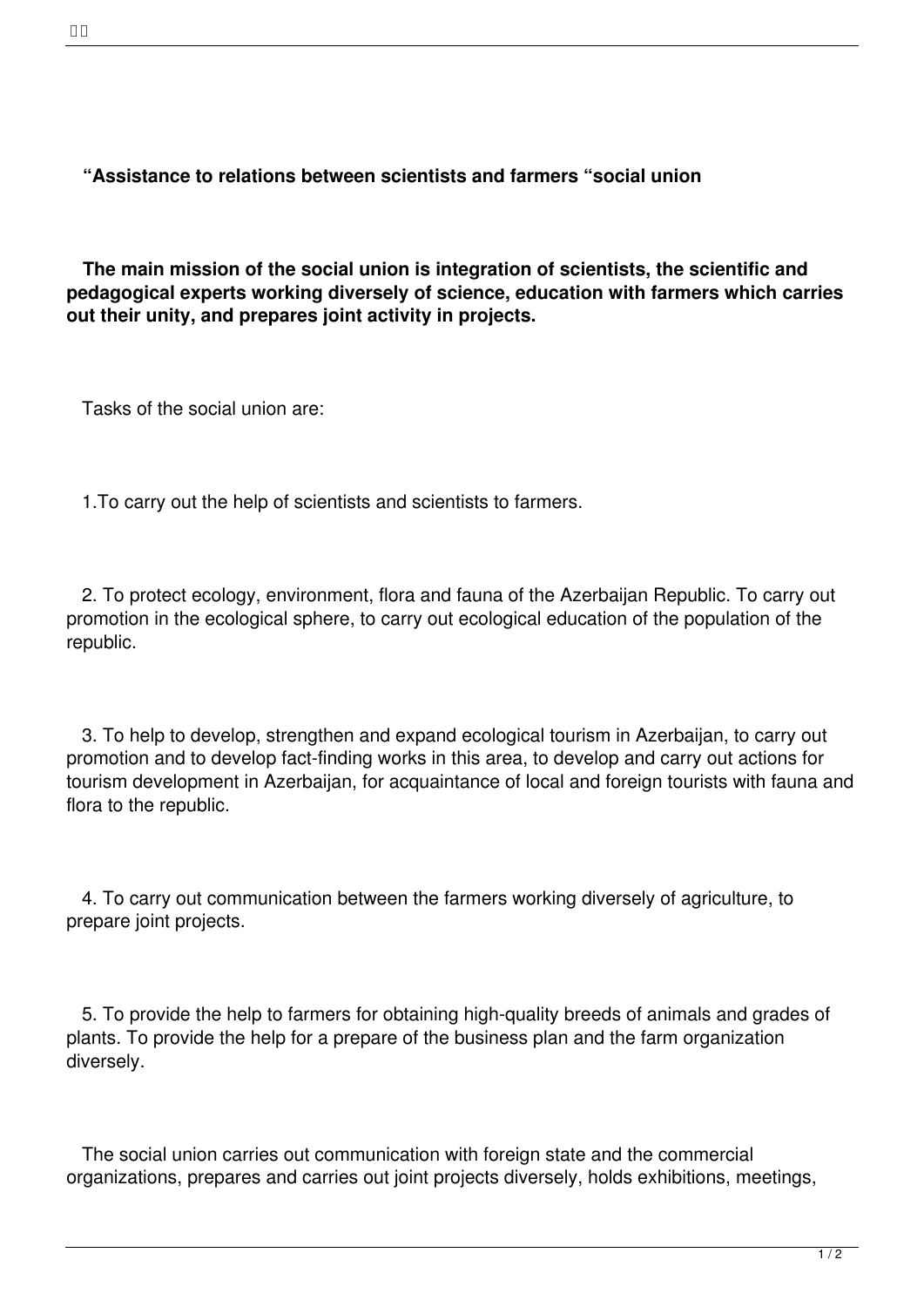**“Assistance to relations between scientists and farmers “social union**

**The main mission of the social union is integration of scientists, the scientific and pedagogical experts working diversely of science, education with farmers which carries out their unity, and prepares joint activity in projects.**

Tasks of the social union are:

1.To carry out the help of scientists and scientists to farmers.

2. To protect ecology, environment, flora and fauna of the Azerbaijan Republic. To carry out promotion in the ecological sphere, to carry out ecological education of the population of the republic.

3. To help to develop, strengthen and expand ecological tourism in Azerbaijan, to carry out promotion and to develop fact-finding works in this area, to develop and carry out actions for tourism development in Azerbaijan, for acquaintance of local and foreign tourists with fauna and flora to the republic.

4. To carry out communication between the farmers working diversely of agriculture, to prepare joint projects.

5. To provide the help to farmers for obtaining high-quality breeds of animals and grades of plants. To provide the help for a prepare of the business plan and the farm organization diversely.

The social union carries out communication with foreign state and the commercial organizations, prepares and carries out joint projects diversely, holds exhibitions, meetings,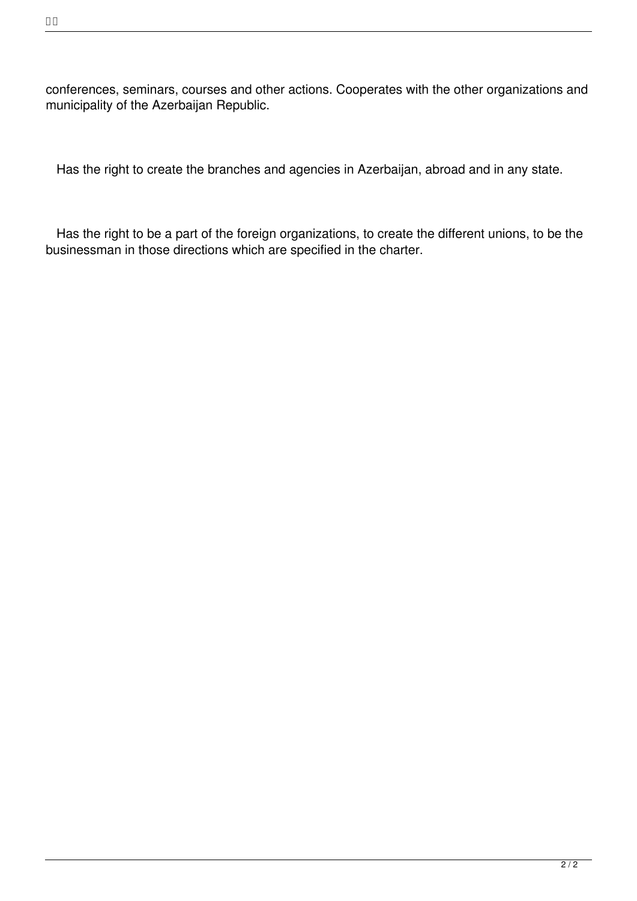conferences, seminars, courses and other actions. Cooperates with the other organizations and municipality of the Azerbaijan Republic.

Has the right to create the branches and agencies in Azerbaijan, abroad and in any state.

Has the right to be a part of the foreign organizations, to create the different unions, to be the businessman in those directions which are specified in the charter.